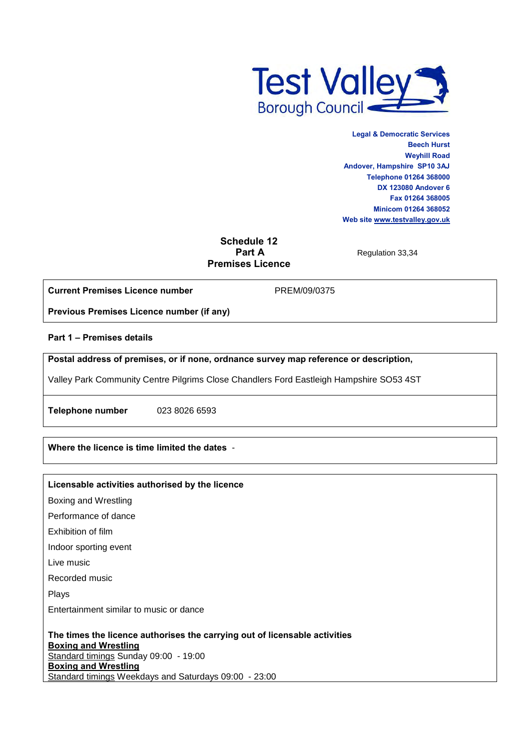Test Valley Borough Council

**Legal & Democratic Services**
**Beech Hurst**
**Weyhill Road**
**Andover, Hampshire SP10 3AJ**
**Telephone 01264 368000**
**DX 123080 Andover 6**
**Fax 01264 368005**
**Minicom 01264 368052**
**Web site www.testvalley.gov.uk**

## Schedule 12
## Part A
## Premises Licence

Regulation 33,34

| **Current Premises Licence number** | PREM/09/0375 |
|---|---|
| **Previous Premises Licence number (if any)** | |

**Part 1 – Premises details**

**Postal address of premises, or if none, ordnance survey map reference or description,**

Valley Park Community Centre Pilgrims Close Chandlers Ford Eastleigh Hampshire SO53 4ST

**Telephone number** 023 8026 6593

**Where the licence is time limited the dates** -

**Licensable activities authorised by the licence**

Boxing and Wrestling

Performance of dance

Exhibition of film

Indoor sporting event

Live music

Recorded music

Plays

Entertainment similar to music or dance

**The times the licence authorises the carrying out of licensable activities**

**Boxing and Wrestling**
Standard timings Sunday 09:00 - 19:00

**Boxing and Wrestling**
Standard timings Weekdays and Saturdays 09:00 - 23:00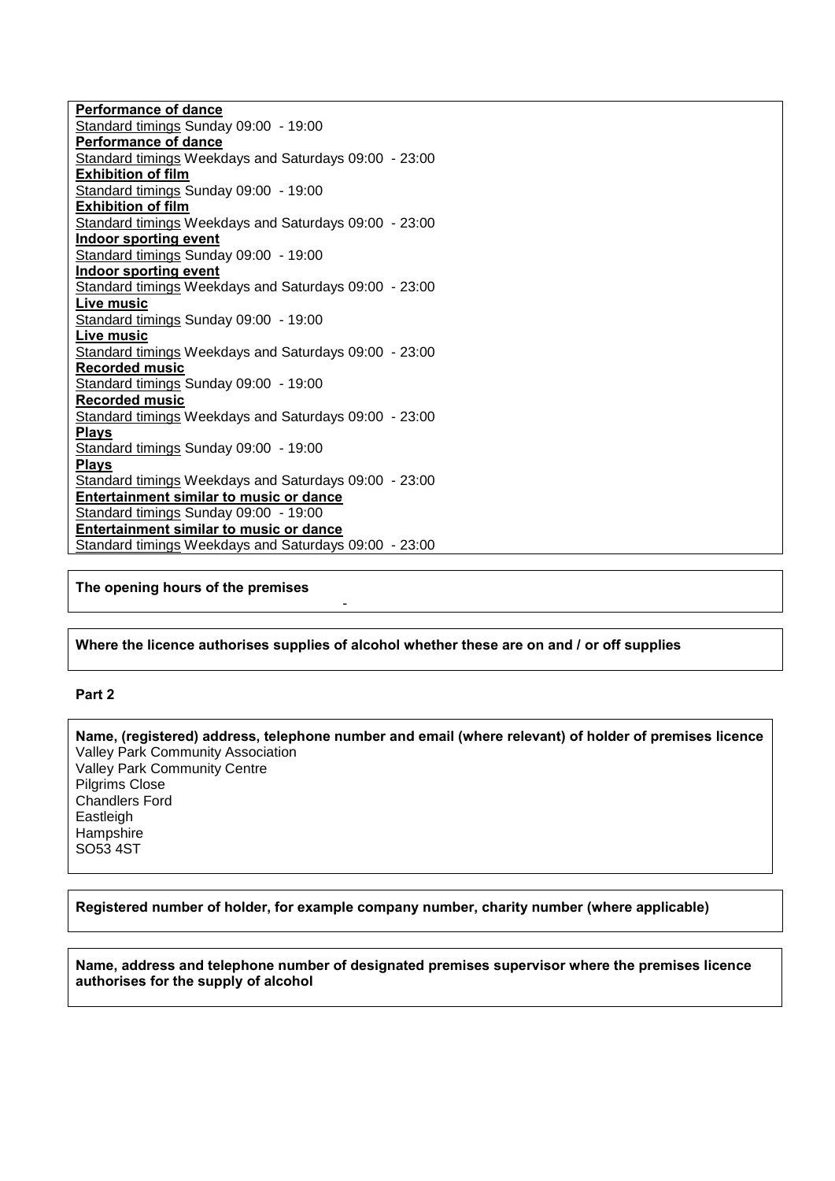**Performance of dance**
Standard timings Sunday 09:00 - 19:00
**Performance of dance**
Standard timings Weekdays and Saturdays 09:00 - 23:00
**Exhibition of film**
Standard timings Sunday 09:00 - 19:00
**Exhibition of film**
Standard timings Weekdays and Saturdays 09:00 - 23:00
**Indoor sporting event**
Standard timings Sunday 09:00 - 19:00
**Indoor sporting event**
Standard timings Weekdays and Saturdays 09:00 - 23:00
**Live music**
Standard timings Sunday 09:00 - 19:00
**Live music**
Standard timings Weekdays and Saturdays 09:00 - 23:00
**Recorded music**
Standard timings Sunday 09:00 - 19:00
**Recorded music**
Standard timings Weekdays and Saturdays 09:00 - 23:00
**Plays**
Standard timings Sunday 09:00 - 19:00
**Plays**
Standard timings Weekdays and Saturdays 09:00 - 23:00
**Entertainment similar to music or dance**
Standard timings Sunday 09:00 - 19:00
**Entertainment similar to music or dance**
Standard timings Weekdays and Saturdays 09:00 - 23:00

**The opening hours of the premises**

-

**Where the licence authorises supplies of alcohol whether these are on and / or off supplies**

**Part 2**

**Name, (registered) address, telephone number and email (where relevant) of holder of premises licence**
Valley Park Community Association
Valley Park Community Centre
Pilgrims Close
Chandlers Ford
Eastleigh
Hampshire
SO53 4ST

**Registered number of holder, for example company number, charity number (where applicable)**

**Name, address and telephone number of designated premises supervisor where the premises licence authorises for the supply of alcohol**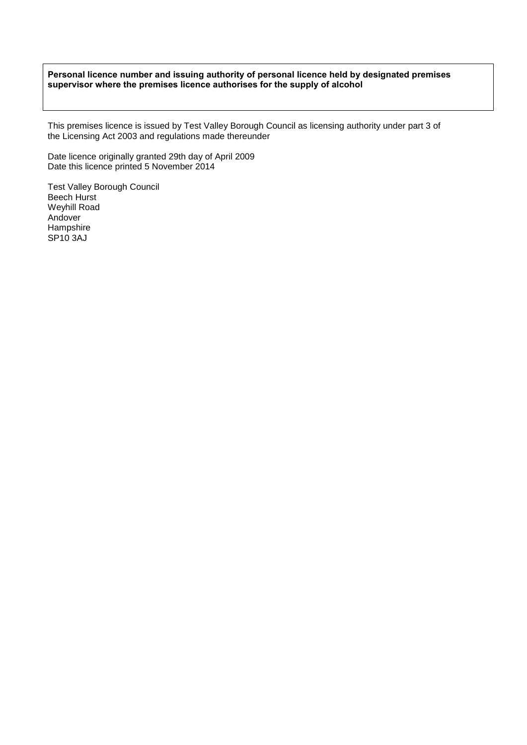**Personal licence number and issuing authority of personal licence held by designated premises supervisor where the premises licence authorises for the supply of alcohol**

This premises licence is issued by Test Valley Borough Council as licensing authority under part 3 of the Licensing Act 2003 and regulations made thereunder

Date licence originally granted 29th day of April 2009
Date this licence printed 5 November 2014

Test Valley Borough Council
Beech Hurst
Weyhill Road
Andover
Hampshire
SP10 3AJ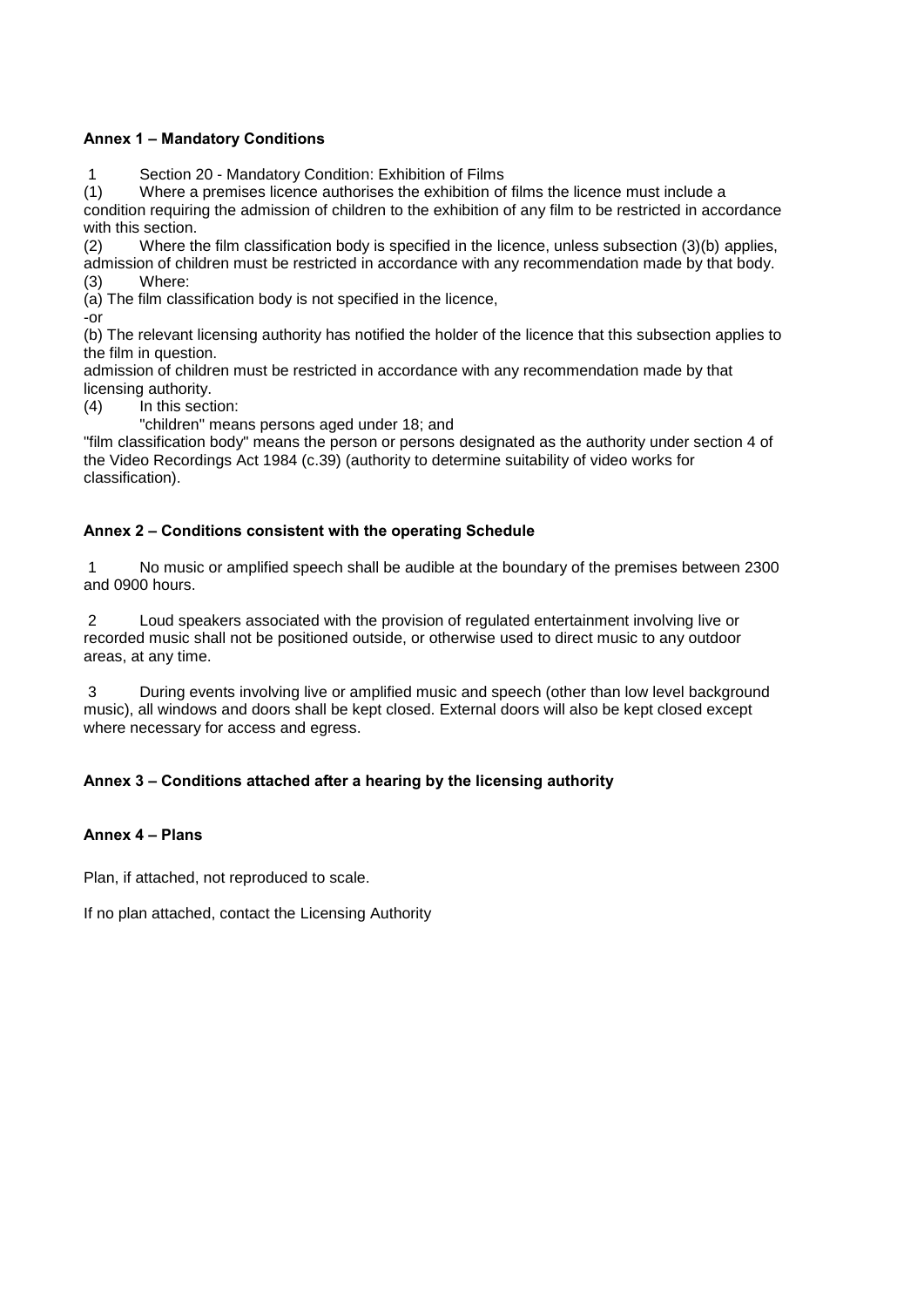**Annex 1 – Mandatory Conditions**

1 Section 20 - Mandatory Condition: Exhibition of Films

(1) Where a premises licence authorises the exhibition of films the licence must include a condition requiring the admission of children to the exhibition of any film to be restricted in accordance with this section.

(2) Where the film classification body is specified in the licence, unless subsection (3)(b) applies, admission of children must be restricted in accordance with any recommendation made by that body.

(3) Where:

(a) The film classification body is not specified in the licence,

-or

(b) The relevant licensing authority has notified the holder of the licence that this subsection applies to the film in question.

admission of children must be restricted in accordance with any recommendation made by that licensing authority.

(4) In this section:

"children" means persons aged under 18; and

"film classification body" means the person or persons designated as the authority under section 4 of the Video Recordings Act 1984 (c.39) (authority to determine suitability of video works for classification).

**Annex 2 – Conditions consistent with the operating Schedule**

1 No music or amplified speech shall be audible at the boundary of the premises between 2300 and 0900 hours.

2 Loud speakers associated with the provision of regulated entertainment involving live or recorded music shall not be positioned outside, or otherwise used to direct music to any outdoor areas, at any time.

3 During events involving live or amplified music and speech (other than low level background music), all windows and doors shall be kept closed. External doors will also be kept closed except where necessary for access and egress.

**Annex 3 – Conditions attached after a hearing by the licensing authority**

**Annex 4 – Plans**

Plan, if attached, not reproduced to scale.

If no plan attached, contact the Licensing Authority